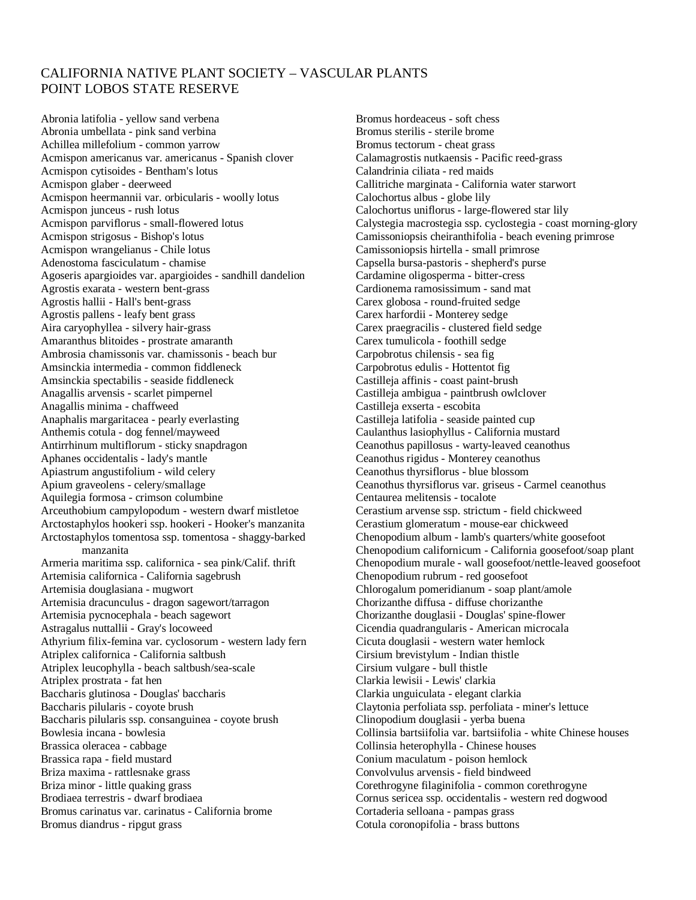# CALIFORNIA NATIVE PLANT SOCIETY – VASCULAR PLANTS
## POINT LOBOS STATE RESERVE

Abronia latifolia - yellow sand verbena
Abronia umbellata - pink sand verbina
Achillea millefolium - common yarrow
Acmispon americanus var. americanus - Spanish clover
Acmispon cytisoides - Bentham's lotus
Acmispon glaber - deerweed
Acmispon heermannii var. orbicularis - woolly lotus
Acmispon junceus - rush lotus
Acmispon parviflorus - small-flowered lotus
Acmispon strigosus - Bishop's lotus
Acmispon wrangelianus - Chile lotus
Adenostoma fasciculatum - chamise
Agoseris apargioides var. apargioides - sandhill dandelion
Agrostis exarata - western bent-grass
Agrostis hallii - Hall's bent-grass
Agrostis pallens - leafy bent grass
Aira caryophyllea - silvery hair-grass
Amaranthus blitoides - prostrate amaranth
Ambrosia chamissonis var. chamissonis - beach bur
Amsinckia intermedia - common fiddleneck
Amsinckia spectabilis - seaside fiddleneck
Anagallis arvensis - scarlet pimpernel
Anagallis minima - chaffweed
Anaphalis margaritacea - pearly everlasting
Anthemis cotula - dog fennel/mayweed
Antirrhinum multiflorum - sticky snapdragon
Aphanes occidentalis - lady's mantle
Apiastrum angustifolium - wild celery
Apium graveolens - celery/smallage
Aquilegia formosa - crimson columbine
Arceuthobium campylopodum - western dwarf mistletoe
Arctostaphylos hookeri ssp. hookeri - Hooker's manzanita
Arctostaphylos tomentosa ssp. tomentosa - shaggy-barked manzanita
Armeria maritima ssp. californica - sea pink/Calif. thrift
Artemisia californica - California sagebrush
Artemisia douglasiana - mugwort
Artemisia dracunculus - dragon sagewort/tarragon
Artemisia pycnocephala - beach sagewort
Astragalus nuttallii - Gray's locoweed
Athyrium filix-femina var. cyclosorum - western lady fern
Atriplex californica - California saltbush
Atriplex leucophylla - beach saltbush/sea-scale
Atriplex prostrata - fat hen
Baccharis glutinosa - Douglas' baccharis
Baccharis pilularis - coyote brush
Baccharis pilularis ssp. consanguinea - coyote brush
Bowlesia incana - bowlesia
Brassica oleracea - cabbage
Brassica rapa - field mustard
Briza maxima - rattlesnake grass
Briza minor - little quaking grass
Brodiaea terrestris - dwarf brodiaea
Bromus carinatus var. carinatus - California brome
Bromus diandrus - ripgut grass
Bromus hordeaceus - soft chess
Bromus sterilis - sterile brome
Bromus tectorum - cheat grass
Calamagrostis nutkaensis - Pacific reed-grass
Calandrinia ciliata - red maids
Callitriche marginata - California water starwort
Calochortus albus - globe lily
Calochortus uniflorus - large-flowered star lily
Calystegia macrostegia ssp. cyclostegia - coast morning-glory
Camissoniopsis cheiranthifolia - beach evening primrose
Camissoniopsis hirtella - small primrose
Capsella bursa-pastoris - shepherd's purse
Cardamine oligosperma - bitter-cress
Cardionema ramosissimum - sand mat
Carex globosa - round-fruited sedge
Carex harfordii - Monterey sedge
Carex praegracilis - clustered field sedge
Carex tumulicola - foothill sedge
Carpobrotus chilensis - sea fig
Carpobrotus edulis - Hottentot fig
Castilleja affinis - coast paint-brush
Castilleja ambigua - paintbrush owlclover
Castilleja exserta - escobita
Castilleja latifolia - seaside painted cup
Caulanthus lasiophyllus - California mustard
Ceanothus papillosus - warty-leaved ceanothus
Ceanothus rigidus - Monterey ceanothus
Ceanothus thyrsiflorus - blue blossom
Ceanothus thyrsiflorus var. griseus - Carmel ceanothus
Centaurea melitensis - tocalote
Cerastium arvense ssp. strictum - field chickweed
Cerastium glomeratum - mouse-ear chickweed
Chenopodium album - lamb's quarters/white goosefoot
Chenopodium californicum - California goosefoot/soap plant
Chenopodium murale - wall goosefoot/nettle-leaved goosefoot
Chenopodium rubrum - red goosefoot
Chlorogalum pomeridianum - soap plant/amole
Chorizanthe diffusa - diffuse chorizanthe
Chorizanthe douglasii - Douglas' spine-flower
Cicendia quadrangularis - American microcala
Cicuta douglasii - western water hemlock
Cirsium brevistylum - Indian thistle
Cirsium vulgare - bull thistle
Clarkia lewisii - Lewis' clarkia
Clarkia unguiculata - elegant clarkia
Claytonia perfoliata ssp. perfoliata - miner's lettuce
Clinopodium douglasii - yerba buena
Collinsia bartsiifolia var. bartsiifolia - white Chinese houses
Collinsia heterophylla - Chinese houses
Conium maculatum - poison hemlock
Convolvulus arvensis - field bindweed
Corethrogyne filaginifolia - common corethrogyne
Cornus sericea ssp. occidentalis - western red dogwood
Cortaderia selloana - pampas grass
Cotula coronopifolia - brass buttons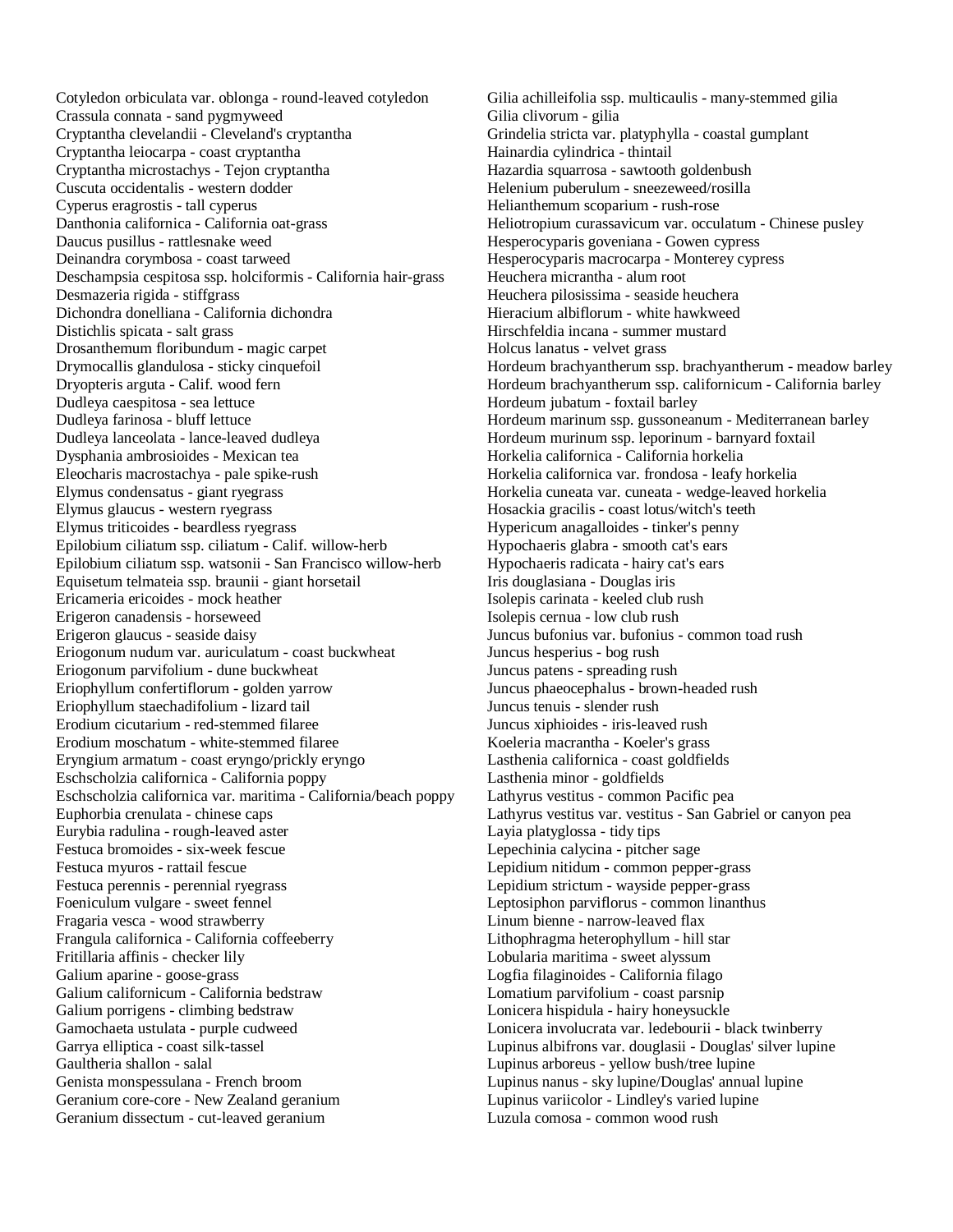Cotyledon orbiculata var. oblonga - round-leaved cotyledon
Crassula connata - sand pygmyweed
Cryptantha clevelandii - Cleveland's cryptantha
Cryptantha leiocarpa - coast cryptantha
Cryptantha microstachys - Tejon cryptantha
Cuscuta occidentalis - western dodder
Cyperus eragrostis - tall cyperus
Danthonia californica - California oat-grass
Daucus pusillus - rattlesnake weed
Deinandra corymbosa - coast tarweed
Deschampsia cespitosa ssp. holciformis - California hair-grass
Desmazeria rigida - stiffgrass
Dichondra donelliana - California dichondra
Distichlis spicata - salt grass
Drosanthemum floribundum - magic carpet
Drymocallis glandulosa - sticky cinquefoil
Dryopteris arguta - Calif. wood fern
Dudleya caespitosa - sea lettuce
Dudleya farinosa - bluff lettuce
Dudleya lanceolata - lance-leaved dudleya
Dysphania ambrosioides - Mexican tea
Eleocharis macrostachya - pale spike-rush
Elymus condensatus - giant ryegrass
Elymus glaucus - western ryegrass
Elymus triticoides - beardless ryegrass
Epilobium ciliatum ssp. ciliatum - Calif. willow-herb
Epilobium ciliatum ssp. watsonii - San Francisco willow-herb
Equisetum telmateia ssp. braunii - giant horsetail
Ericameria ericoides - mock heather
Erigeron canadensis - horseweed
Erigeron glaucus - seaside daisy
Eriogonum nudum var. auriculatum - coast buckwheat
Eriogonum parvifolium - dune buckwheat
Eriophyllum confertiflorum - golden yarrow
Eriophyllum staechadifolium - lizard tail
Erodium cicutarium - red-stemmed filaree
Erodium moschatum - white-stemmed filaree
Eryngium armatum - coast eryngo/prickly eryngo
Eschscholzia californica - California poppy
Eschscholzia californica var. maritima - California/beach poppy
Euphorbia crenulata - chinese caps
Eurybia radulina - rough-leaved aster
Festuca bromoides - six-week fescue
Festuca myuros - rattail fescue
Festuca perennis - perennial ryegrass
Foeniculum vulgare - sweet fennel
Fragaria vesca - wood strawberry
Frangula californica - California coffeeberry
Fritillaria affinis - checker lily
Galium aparine - goose-grass
Galium californicum - California bedstraw
Galium porrigens - climbing bedstraw
Gamochaeta ustulata - purple cudweed
Garrya elliptica - coast silk-tassel
Gaultheria shallon - salal
Genista monspessulana - French broom
Geranium core-core - New Zealand geranium
Geranium dissectum - cut-leaved geranium
Gilia achilleifolia ssp. multicaulis - many-stemmed gilia
Gilia clivorum - gilia
Grindelia stricta var. platyphylla - coastal gumplant
Hainardia cylindrica - thintail
Hazardia squarrosa - sawtooth goldenbush
Helenium puberulum - sneezeweed/rosilla
Helianthemum scoparium - rush-rose
Heliotropium curassavicum var. occulatum - Chinese pusley
Hesperocyparis goveniana - Gowen cypress
Hesperocyparis macrocarpa - Monterey cypress
Heuchera micrantha - alum root
Heuchera pilosissima - seaside heuchera
Hieracium albiflorum - white hawkweed
Hirschfeldia incana - summer mustard
Holcus lanatus - velvet grass
Hordeum brachyantherum ssp. brachyantherum - meadow barley
Hordeum brachyantherum ssp. californicum - California barley
Hordeum jubatum - foxtail barley
Hordeum marinum ssp. gussoneanum - Mediterranean barley
Hordeum murinum ssp. leporinum - barnyard foxtail
Horkelia californica - California horkelia
Horkelia californica var. frondosa - leafy horkelia
Horkelia cuneata var. cuneata - wedge-leaved horkelia
Hosackia gracilis - coast lotus/witch's teeth
Hypericum anagalloides - tinker's penny
Hypochaeris glabra - smooth cat's ears
Hypochaeris radicata - hairy cat's ears
Iris douglasiana - Douglas iris
Isolepis carinata - keeled club rush
Isolepis cernua - low club rush
Juncus bufonius var. bufonius - common toad rush
Juncus hesperius - bog rush
Juncus patens - spreading rush
Juncus phaeocephalus - brown-headed rush
Juncus tenuis - slender rush
Juncus xiphioides - iris-leaved rush
Koeleria macrantha - Koeler's grass
Lasthenia californica - coast goldfields
Lasthenia minor - goldfields
Lathyrus vestitus - common Pacific pea
Lathyrus vestitus var. vestitus - San Gabriel or canyon pea
Layia platyglossa - tidy tips
Lepechinia calycina - pitcher sage
Lepidium nitidum - common pepper-grass
Lepidium strictum - wayside pepper-grass
Leptosiphon parviflorus - common linanthus
Linum bienne - narrow-leaved flax
Lithophragma heterophyllum - hill star
Lobularia maritima - sweet alyssum
Logfia filaginoides - California filago
Lomatium parvifolium - coast parsnip
Lonicera hispidula - hairy honeysuckle
Lonicera involucrata var. ledebourii - black twinberry
Lupinus albifrons var. douglasii - Douglas' silver lupine
Lupinus arboreus - yellow bush/tree lupine
Lupinus nanus - sky lupine/Douglas' annual lupine
Lupinus variicolor - Lindley's varied lupine
Luzula comosa - common wood rush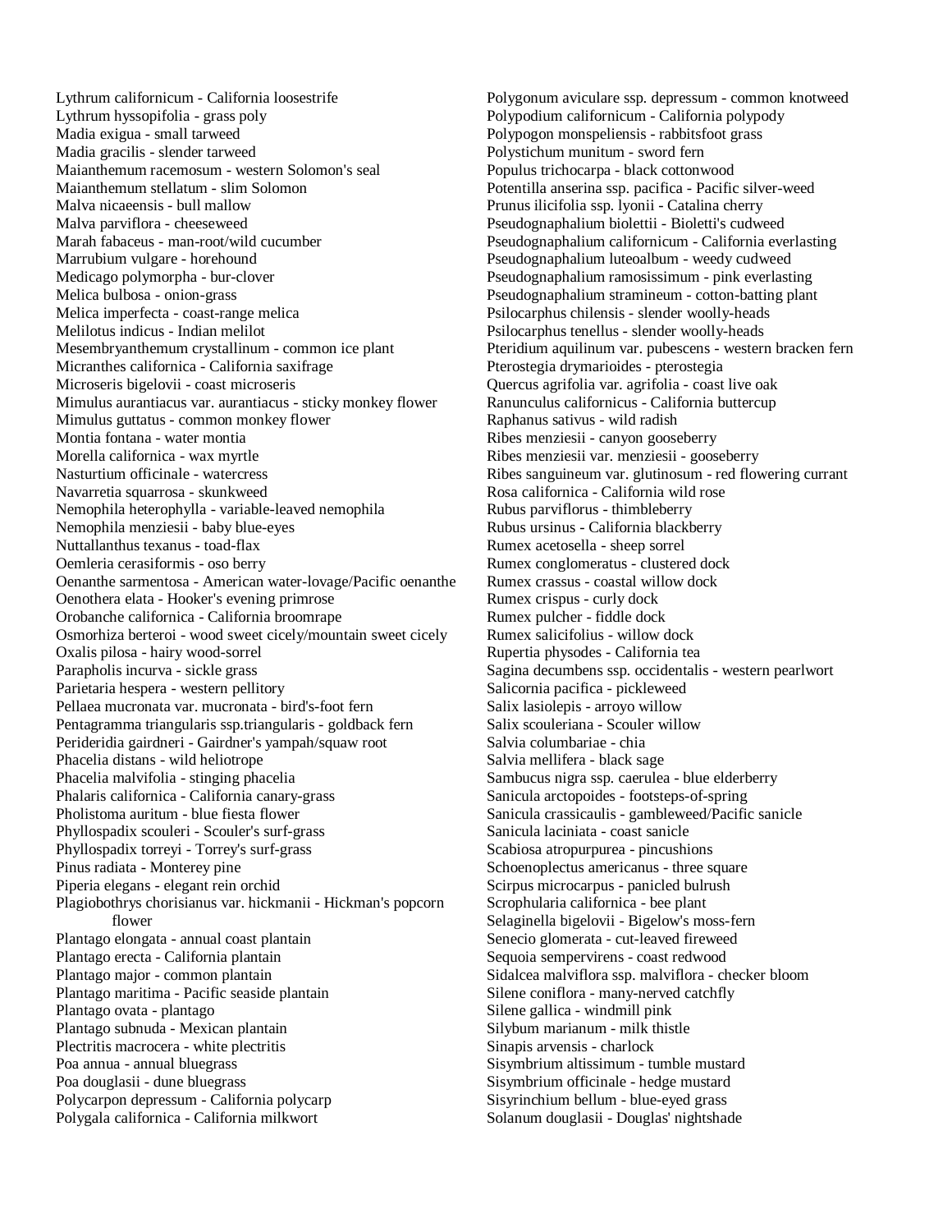Lythrum californicum - California loosestrife
Lythrum hyssopifolia - grass poly
Madia exigua - small tarweed
Madia gracilis - slender tarweed
Maianthemum racemosum - western Solomon's seal
Maianthemum stellatum - slim Solomon
Malva nicaeensis - bull mallow
Malva parviflora - cheeseweed
Marah fabaceus - man-root/wild cucumber
Marrubium vulgare - horehound
Medicago polymorpha - bur-clover
Melica bulbosa - onion-grass
Melica imperfecta - coast-range melica
Melilotus indicus - Indian melilot
Mesembryanthemum crystallinum - common ice plant
Micranthes californica - California saxifrage
Microseris bigelovii - coast microseris
Mimulus aurantiacus var. aurantiacus - sticky monkey flower
Mimulus guttatus - common monkey flower
Montia fontana - water montia
Morella californica - wax myrtle
Nasturtium officinale - watercress
Navarretia squarrosa - skunkweed
Nemophila heterophylla - variable-leaved nemophila
Nemophila menziesii - baby blue-eyes
Nuttallanthus texanus - toad-flax
Oemleria cerasiformis - oso berry
Oenanthe sarmentosa - American water-lovage/Pacific oenanthe
Oenothera elata - Hooker's evening primrose
Orobanche californica - California broomrape
Osmorhiza berteroi - wood sweet cicely/mountain sweet cicely
Oxalis pilosa - hairy wood-sorrel
Parapholis incurva - sickle grass
Parietaria hespera - western pellitory
Pellaea mucronata var. mucronata - bird's-foot fern
Pentagramma triangularis ssp.triangularis - goldback fern
Perideridia gairdneri - Gairdner's yampah/squaw root
Phacelia distans - wild heliotrope
Phacelia malvifolia - stinging phacelia
Phalaris californica - California canary-grass
Pholistoma auritum - blue fiesta flower
Phyllospadix scouleri - Scouler's surf-grass
Phyllospadix torreyi - Torrey's surf-grass
Pinus radiata - Monterey pine
Piperia elegans - elegant rein orchid
Plagiobothrys chorisianus var. hickmanii - Hickman's popcorn flower
Plantago elongata - annual coast plantain
Plantago erecta - California plantain
Plantago major - common plantain
Plantago maritima - Pacific seaside plantain
Plantago ovata - plantago
Plantago subnuda - Mexican plantain
Plectritis macrocera - white plectritis
Poa annua - annual bluegrass
Poa douglasii - dune bluegrass
Polycarpon depressum - California polycarp
Polygala californica - California milkwort
Polygonum aviculare ssp. depressum - common knotweed
Polypodium californicum - California polypody
Polypogon monspeliensis - rabbitsfoot grass
Polystichum munitum - sword fern
Populus trichocarpa - black cottonwood
Potentilla anserina ssp. pacifica - Pacific silver-weed
Prunus ilicifolia ssp. lyonii - Catalina cherry
Pseudognaphalium biolettii - Bioletti's cudweed
Pseudognaphalium californicum - California everlasting
Pseudognaphalium luteoalbum - weedy cudweed
Pseudognaphalium ramosissimum - pink everlasting
Pseudognaphalium stramineum - cotton-batting plant
Psilocarphus chilensis - slender woolly-heads
Psilocarphus tenellus - slender woolly-heads
Pteridium aquilinum var. pubescens - western bracken fern
Pterostegia drymarioides - pterostegia
Quercus agrifolia var. agrifolia - coast live oak
Ranunculus californicus - California buttercup
Raphanus sativus - wild radish
Ribes menziesii - canyon gooseberry
Ribes menziesii var. menziesii - gooseberry
Ribes sanguineum var. glutinosum - red flowering currant
Rosa californica - California wild rose
Rubus parviflorus - thimbleberry
Rubus ursinus - California blackberry
Rumex acetosella - sheep sorrel
Rumex conglomeratus - clustered dock
Rumex crassus - coastal willow dock
Rumex crispus - curly dock
Rumex pulcher - fiddle dock
Rumex salicifolius - willow dock
Rupertia physodes - California tea
Sagina decumbens ssp. occidentalis - western pearlwort
Salicornia pacifica - pickleweed
Salix lasiolepis - arroyo willow
Salix scouleriana - Scouler willow
Salvia columbariae - chia
Salvia mellifera - black sage
Sambucus nigra ssp. caerulea - blue elderberry
Sanicula arctopoides - footsteps-of-spring
Sanicula crassicaulis - gambleweed/Pacific sanicle
Sanicula laciniata - coast sanicle
Scabiosa atropurpurea - pincushions
Schoenoplectus americanus - three square
Scirpus microcarpus - panicled bulrush
Scrophularia californica - bee plant
Selaginella bigelovii - Bigelow's moss-fern
Senecio glomerata - cut-leaved fireweed
Sequoia sempervirens - coast redwood
Sidalcea malviflora ssp. malviflora - checker bloom
Silene coniflora - many-nerved catchfly
Silene gallica - windmill pink
Silybum marianum - milk thistle
Sinapis arvensis - charlock
Sisymbrium altissimum - tumble mustard
Sisymbrium officinale - hedge mustard
Sisyrinchium bellum - blue-eyed grass
Solanum douglasii - Douglas' nightshade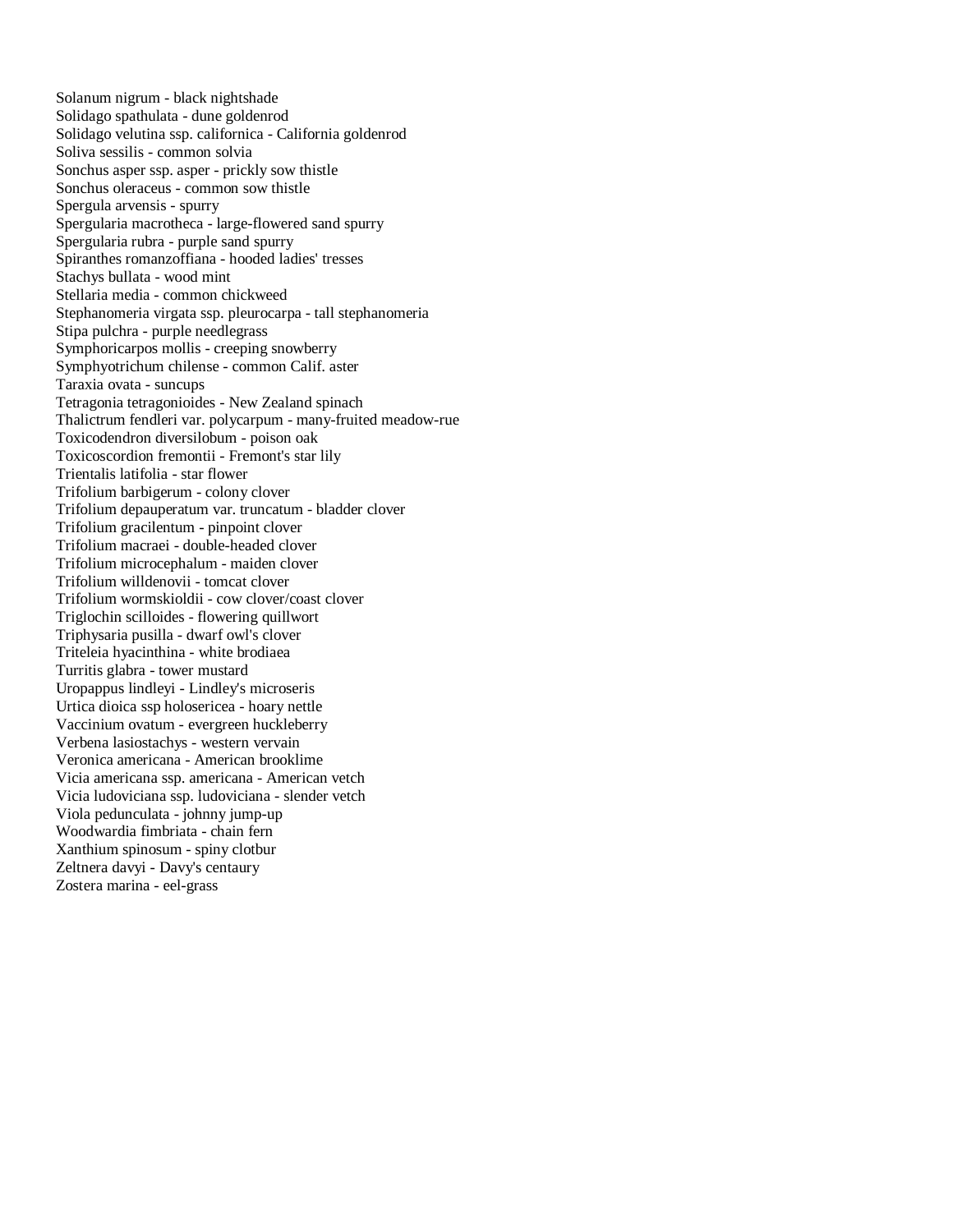Solanum nigrum - black nightshade
Solidago spathulata - dune goldenrod
Solidago velutina ssp. californica - California goldenrod
Soliva sessilis - common solvia
Sonchus asper ssp. asper - prickly sow thistle
Sonchus oleraceus - common sow thistle
Spergula arvensis - spurry
Spergularia macrotheca - large-flowered sand spurry
Spergularia rubra - purple sand spurry
Spiranthes romanzoffiana - hooded ladies' tresses
Stachys bullata - wood mint
Stellaria media - common chickweed
Stephanomeria virgata ssp. pleurocarpa - tall stephanomeria
Stipa pulchra - purple needlegrass
Symphoricarpos mollis - creeping snowberry
Symphyotrichum chilense - common Calif. aster
Taraxia ovata - suncups
Tetragonia tetragonioides - New Zealand spinach
Thalictrum fendleri var. polycarpum - many-fruited meadow-rue
Toxicodendron diversilobum - poison oak
Toxicoscordion fremontii - Fremont's star lily
Trientalis latifolia - star flower
Trifolium barbigerum - colony clover
Trifolium depauperatum var. truncatum - bladder clover
Trifolium gracilentum - pinpoint clover
Trifolium macraei - double-headed clover
Trifolium microcephalum - maiden clover
Trifolium willdenovii - tomcat clover
Trifolium wormskioldii - cow clover/coast clover
Triglochin scilloides - flowering quillwort
Triphysaria pusilla - dwarf owl's clover
Triteleia hyacinthina - white brodiaea
Turritis glabra - tower mustard
Uropappus lindleyi - Lindley's microseris
Urtica dioica ssp holosericea - hoary nettle
Vaccinium ovatum - evergreen huckleberry
Verbena lasiostachys - western vervain
Veronica americana - American brooklime
Vicia americana ssp. americana - American vetch
Vicia ludoviciana ssp. ludoviciana - slender vetch
Viola pedunculata - johnny jump-up
Woodwardia fimbriata - chain fern
Xanthium spinosum - spiny clotbur
Zeltnera davyi - Davy's centaury
Zostera marina - eel-grass